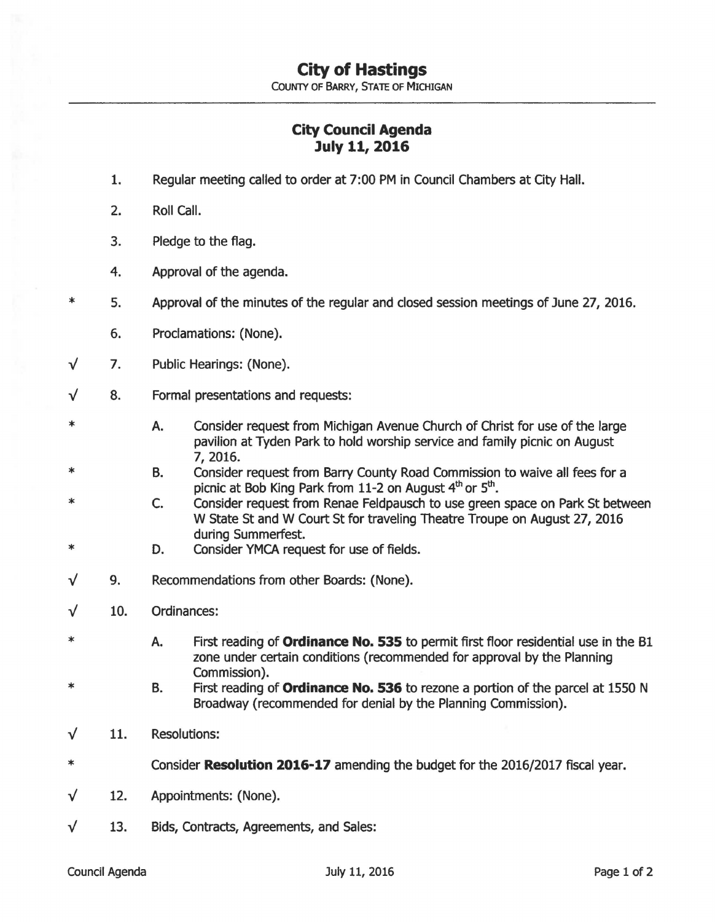# City of Hastings

COUNTY OF BARRY, STATE OF MICHIGAN

## City Council Agenda
## July 11, 2016

1. Regular meeting called to order at 7:00 PM in Council Chambers at City Hall.

2. Roll Call.

3. Pledge to the flag.

4. Approval of the agenda.

\* 5. Approval of the minutes of the regular and closed session meetings of June 27, 2016.

6. Proclamations: (None).

√ 7. Public Hearings: (None).

√ 8. Formal presentations and requests:

   \* A. Consider request from Michigan Avenue Church of Christ for use of the large pavilion at Tyden Park to hold worship service and family picnic on August 7, 2016.

   \* B. Consider request from Barry County Road Commission to waive all fees for a picnic at Bob King Park from 11-2 on August 4th or 5th.

   \* C. Consider request from Renae Feldpausch to use green space on Park St between W State St and W Court St for traveling Theatre Troupe on August 27, 2016 during Summerfest.

   \* D. Consider YMCA request for use of fields.

√ 9. Recommendations from other Boards: (None).

√ 10. Ordinances:

   \* A. First reading of **Ordinance No. 535** to permit first floor residential use in the B1 zone under certain conditions (recommended for approval by the Planning Commission).

   \* B. First reading of **Ordinance No. 536** to rezone a portion of the parcel at 1550 N Broadway (recommended for denial by the Planning Commission).

√ 11. Resolutions:

   \* Consider **Resolution 2016-17** amending the budget for the 2016/2017 fiscal year.

√ 12. Appointments: (None).

√ 13. Bids, Contracts, Agreements, and Sales: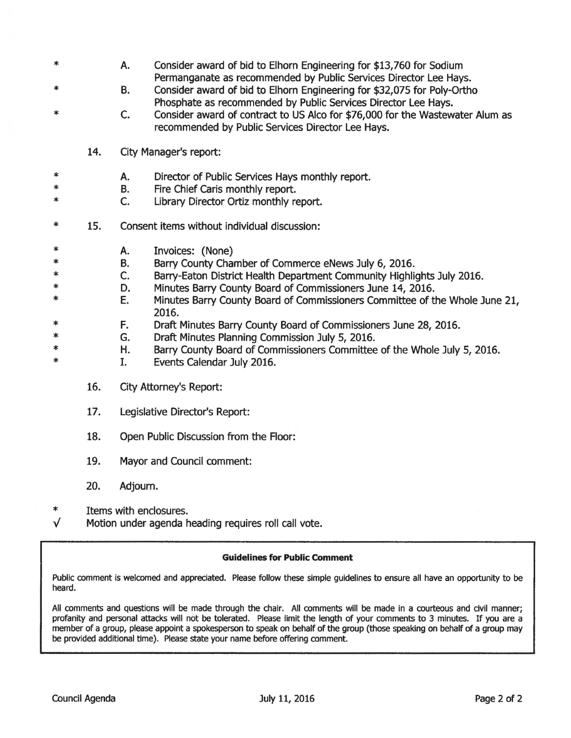\* A. Consider award of bid to Elhorn Engineering for $13,760 for Sodium Permanganate as recommended by Public Services Director Lee Hays.

\* B. Consider award of bid to Elhorn Engineering for $32,075 for Poly-Ortho Phosphate as recommended by Public Services Director Lee Hays.

\* C. Consider award of contract to US Alco for $76,000 for the Wastewater Alum as recommended by Public Services Director Lee Hays.

14. City Manager's report:

\* A. Director of Public Services Hays monthly report.
\* B. Fire Chief Caris monthly report.
\* C. Library Director Ortiz monthly report.

\* 15. Consent items without individual discussion:

\* A. Invoices: (None)
\* B. Barry County Chamber of Commerce eNews July 6, 2016.
\* C. Barry-Eaton District Health Department Community Highlights July 2016.
\* D. Minutes Barry County Board of Commissioners June 14, 2016.
\* E. Minutes Barry County Board of Commissioners Committee of the Whole June 21, 2016.
\* F. Draft Minutes Barry County Board of Commissioners June 28, 2016.
\* G. Draft Minutes Planning Commission July 5, 2016.
\* H. Barry County Board of Commissioners Committee of the Whole July 5, 2016.
\* I. Events Calendar July 2016.

16. City Attorney's Report:

17. Legislative Director's Report:

18. Open Public Discussion from the Floor:

19. Mayor and Council comment:

20. Adjourn.

\* Items with enclosures.
√ Motion under agenda heading requires roll call vote.

**Guidelines for Public Comment**

Public comment is welcomed and appreciated. Please follow these simple guidelines to ensure all have an opportunity to be heard.

All comments and questions will be made through the chair. All comments will be made in a courteous and civil manner; profanity and personal attacks will not be tolerated. Please limit the length of your comments to 3 minutes. If you are a member of a group, please appoint a spokesperson to speak on behalf of the group (those speaking on behalf of a group may be provided additional time). Please state your name before offering comment.